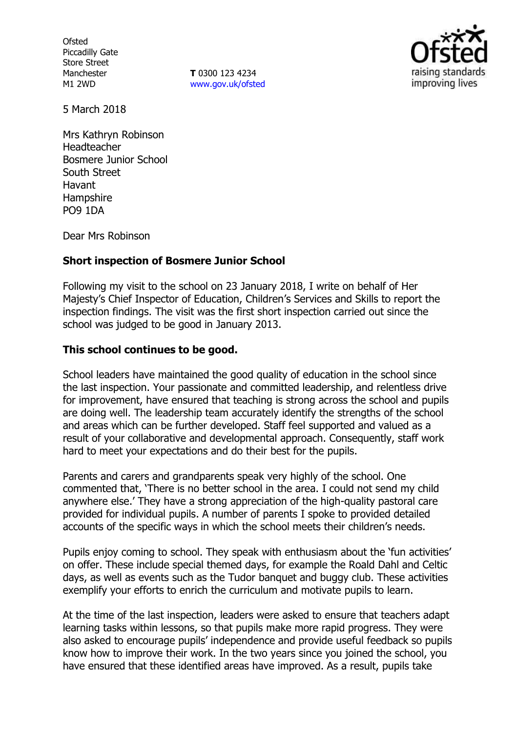Ofsted
Piccadilly Gate
Store Street
Manchester
M1 2WD

**T** 0300 123 4234
www.gov.uk/ofsted

5 March 2018

Mrs Kathryn Robinson
Headteacher
Bosmere Junior School
South Street
Havant
Hampshire
PO9 1DA

Dear Mrs Robinson

**Short inspection of Bosmere Junior School**

Following my visit to the school on 23 January 2018, I write on behalf of Her Majesty's Chief Inspector of Education, Children's Services and Skills to report the inspection findings. The visit was the first short inspection carried out since the school was judged to be good in January 2013.

**This school continues to be good.**

School leaders have maintained the good quality of education in the school since the last inspection. Your passionate and committed leadership, and relentless drive for improvement, have ensured that teaching is strong across the school and pupils are doing well. The leadership team accurately identify the strengths of the school and areas which can be further developed. Staff feel supported and valued as a result of your collaborative and developmental approach. Consequently, staff work hard to meet your expectations and do their best for the pupils.

Parents and carers and grandparents speak very highly of the school. One commented that, 'There is no better school in the area. I could not send my child anywhere else.' They have a strong appreciation of the high-quality pastoral care provided for individual pupils. A number of parents I spoke to provided detailed accounts of the specific ways in which the school meets their children's needs.

Pupils enjoy coming to school. They speak with enthusiasm about the 'fun activities' on offer. These include special themed days, for example the Roald Dahl and Celtic days, as well as events such as the Tudor banquet and buggy club. These activities exemplify your efforts to enrich the curriculum and motivate pupils to learn.

At the time of the last inspection, leaders were asked to ensure that teachers adapt learning tasks within lessons, so that pupils make more rapid progress. They were also asked to encourage pupils' independence and provide useful feedback so pupils know how to improve their work. In the two years since you joined the school, you have ensured that these identified areas have improved. As a result, pupils take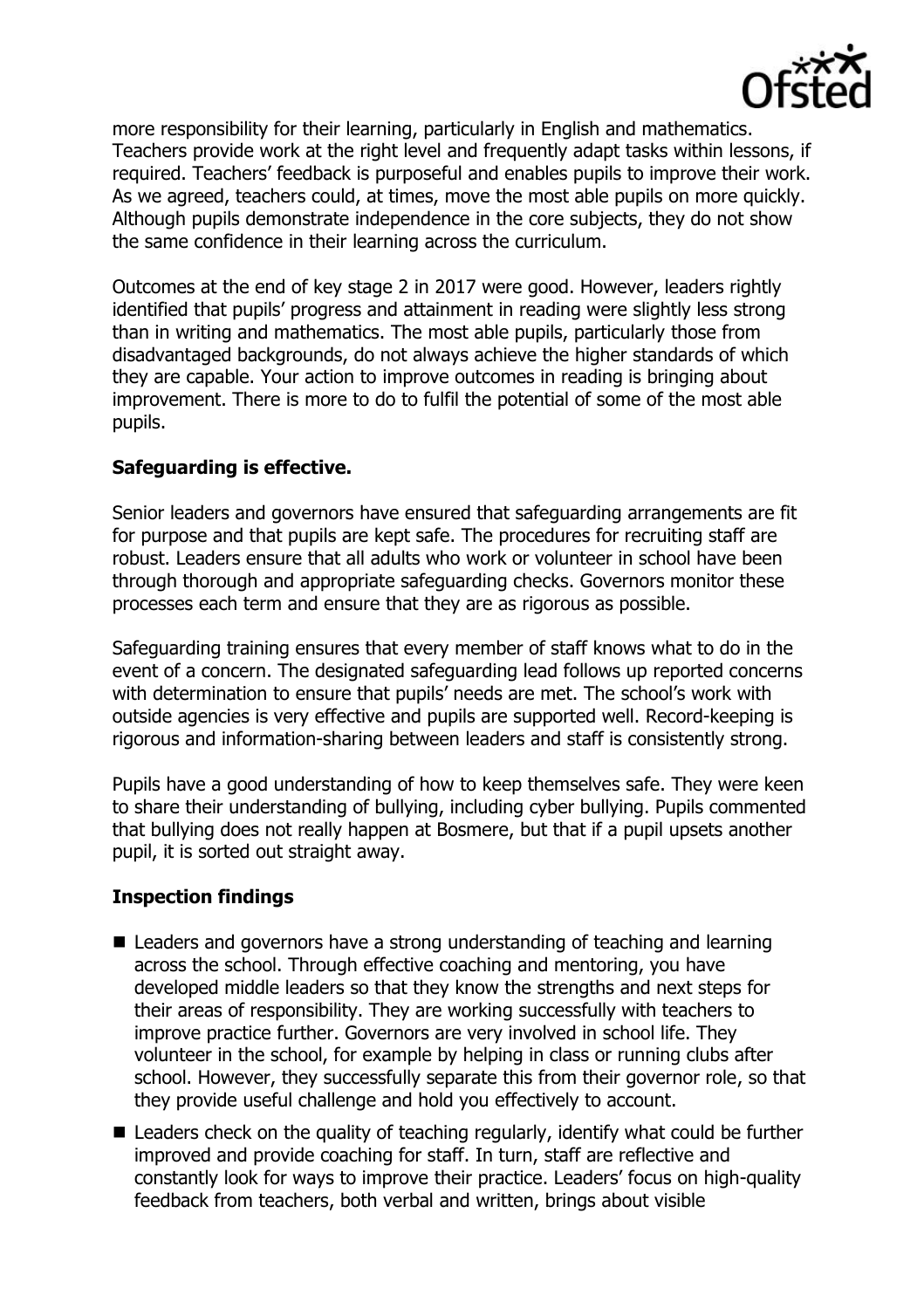more responsibility for their learning, particularly in English and mathematics. Teachers provide work at the right level and frequently adapt tasks within lessons, if required. Teachers' feedback is purposeful and enables pupils to improve their work. As we agreed, teachers could, at times, move the most able pupils on more quickly. Although pupils demonstrate independence in the core subjects, they do not show the same confidence in their learning across the curriculum.

Outcomes at the end of key stage 2 in 2017 were good. However, leaders rightly identified that pupils' progress and attainment in reading were slightly less strong than in writing and mathematics. The most able pupils, particularly those from disadvantaged backgrounds, do not always achieve the higher standards of which they are capable. Your action to improve outcomes in reading is bringing about improvement. There is more to do to fulfil the potential of some of the most able pupils.

### Safeguarding is effective.

Senior leaders and governors have ensured that safeguarding arrangements are fit for purpose and that pupils are kept safe. The procedures for recruiting staff are robust. Leaders ensure that all adults who work or volunteer in school have been through thorough and appropriate safeguarding checks. Governors monitor these processes each term and ensure that they are as rigorous as possible.

Safeguarding training ensures that every member of staff knows what to do in the event of a concern. The designated safeguarding lead follows up reported concerns with determination to ensure that pupils' needs are met. The school's work with outside agencies is very effective and pupils are supported well. Record-keeping is rigorous and information-sharing between leaders and staff is consistently strong.

Pupils have a good understanding of how to keep themselves safe. They were keen to share their understanding of bullying, including cyber bullying. Pupils commented that bullying does not really happen at Bosmere, but that if a pupil upsets another pupil, it is sorted out straight away.

### Inspection findings

- Leaders and governors have a strong understanding of teaching and learning across the school. Through effective coaching and mentoring, you have developed middle leaders so that they know the strengths and next steps for their areas of responsibility. They are working successfully with teachers to improve practice further. Governors are very involved in school life. They volunteer in the school, for example by helping in class or running clubs after school. However, they successfully separate this from their governor role, so that they provide useful challenge and hold you effectively to account.
- Leaders check on the quality of teaching regularly, identify what could be further improved and provide coaching for staff. In turn, staff are reflective and constantly look for ways to improve their practice. Leaders' focus on high-quality feedback from teachers, both verbal and written, brings about visible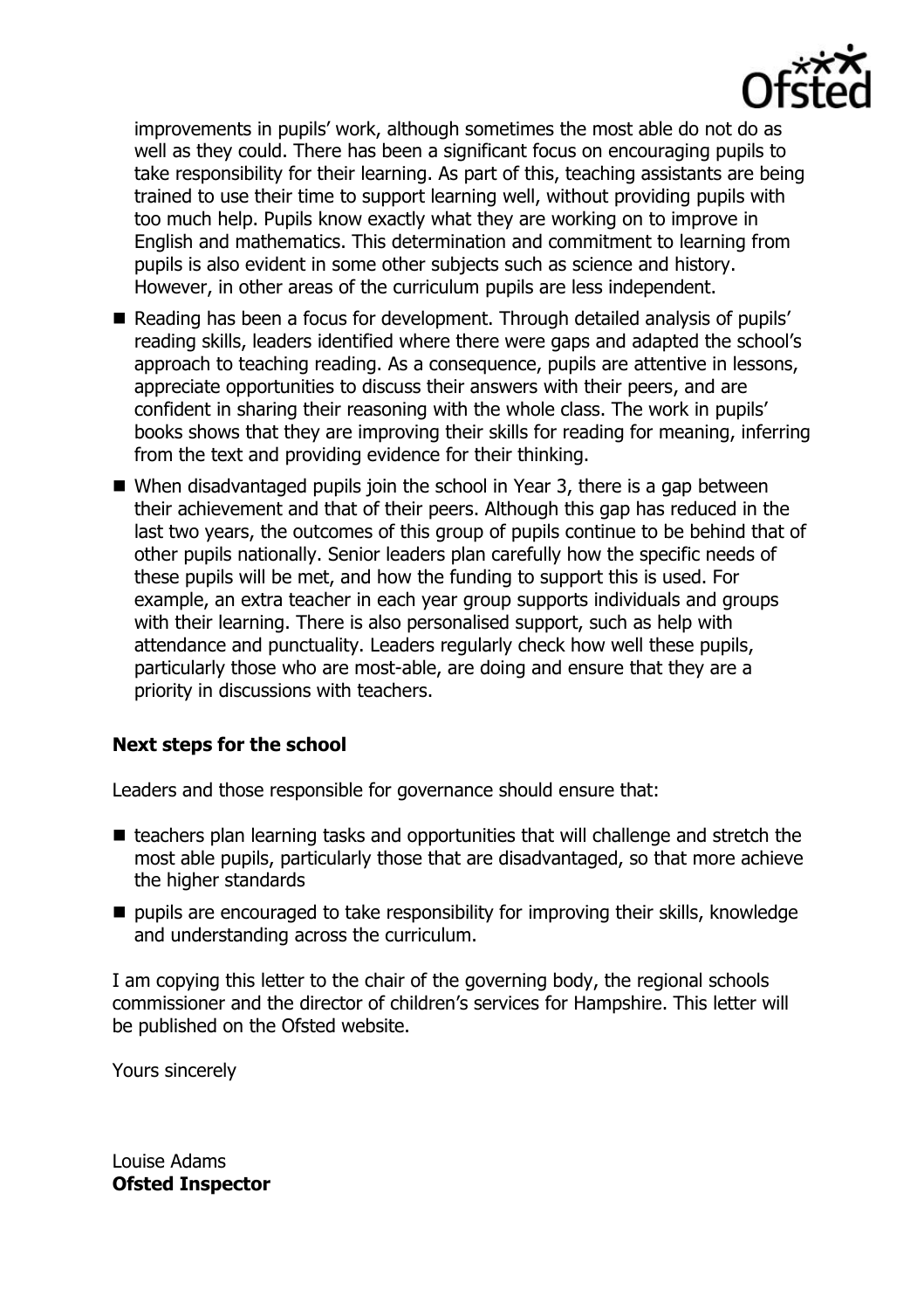improvements in pupils' work, although sometimes the most able do not do as well as they could. There has been a significant focus on encouraging pupils to take responsibility for their learning. As part of this, teaching assistants are being trained to use their time to support learning well, without providing pupils with too much help. Pupils know exactly what they are working on to improve in English and mathematics. This determination and commitment to learning from pupils is also evident in some other subjects such as science and history. However, in other areas of the curriculum pupils are less independent.

- Reading has been a focus for development. Through detailed analysis of pupils' reading skills, leaders identified where there were gaps and adapted the school's approach to teaching reading. As a consequence, pupils are attentive in lessons, appreciate opportunities to discuss their answers with their peers, and are confident in sharing their reasoning with the whole class. The work in pupils' books shows that they are improving their skills for reading for meaning, inferring from the text and providing evidence for their thinking.
- When disadvantaged pupils join the school in Year 3, there is a gap between their achievement and that of their peers. Although this gap has reduced in the last two years, the outcomes of this group of pupils continue to be behind that of other pupils nationally. Senior leaders plan carefully how the specific needs of these pupils will be met, and how the funding to support this is used. For example, an extra teacher in each year group supports individuals and groups with their learning. There is also personalised support, such as help with attendance and punctuality. Leaders regularly check how well these pupils, particularly those who are most-able, are doing and ensure that they are a priority in discussions with teachers.

### Next steps for the school

Leaders and those responsible for governance should ensure that:

- teachers plan learning tasks and opportunities that will challenge and stretch the most able pupils, particularly those that are disadvantaged, so that more achieve the higher standards
- pupils are encouraged to take responsibility for improving their skills, knowledge and understanding across the curriculum.

I am copying this letter to the chair of the governing body, the regional schools commissioner and the director of children's services for Hampshire. This letter will be published on the Ofsted website.

Yours sincerely

Louise Adams
**Ofsted Inspector**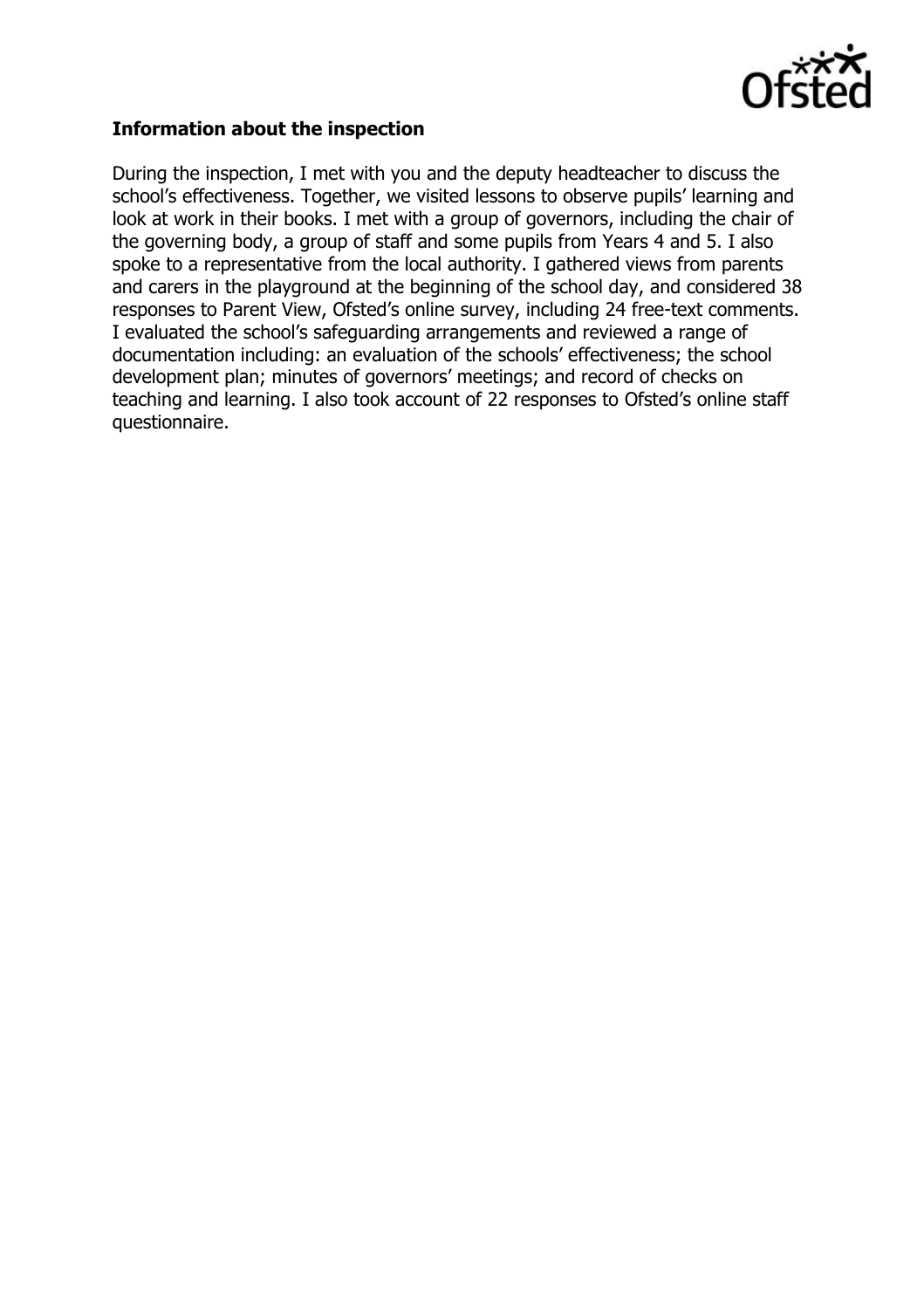**Information about the inspection**

During the inspection, I met with you and the deputy headteacher to discuss the school's effectiveness. Together, we visited lessons to observe pupils' learning and look at work in their books. I met with a group of governors, including the chair of the governing body, a group of staff and some pupils from Years 4 and 5. I also spoke to a representative from the local authority. I gathered views from parents and carers in the playground at the beginning of the school day, and considered 38 responses to Parent View, Ofsted's online survey, including 24 free-text comments. I evaluated the school's safeguarding arrangements and reviewed a range of documentation including: an evaluation of the schools' effectiveness; the school development plan; minutes of governors' meetings; and record of checks on teaching and learning. I also took account of 22 responses to Ofsted's online staff questionnaire.